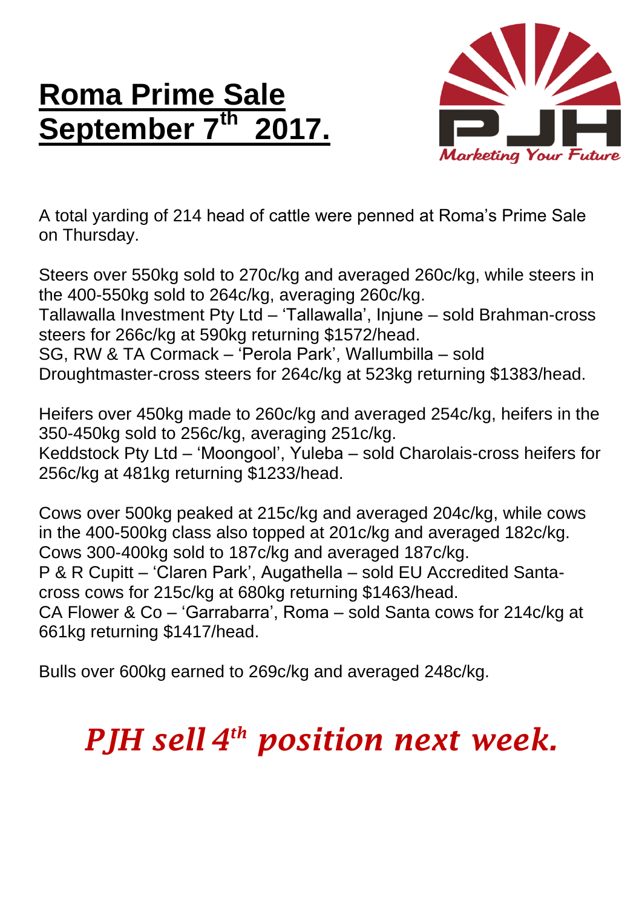# Roma Prime Sale September 7th 2017.

A total yarding of 214 head of cattle were penned at Roma's Prime Sale on Thursday.

Steers over 550kg sold to 270c/kg and averaged 260c/kg, while steers in the 400-550kg sold to 264c/kg, averaging 260c/kg.
Tallawalla Investment Pty Ltd – 'Tallawalla', Injune – sold Brahman-cross steers for 266c/kg at 590kg returning $1572/head.
SG, RW & TA Cormack – 'Perola Park', Wallumbilla – sold Droughtmaster-cross steers for 264c/kg at 523kg returning $1383/head.

Heifers over 450kg made to 260c/kg and averaged 254c/kg, heifers in the 350-450kg sold to 256c/kg, averaging 251c/kg.
Keddstock Pty Ltd – 'Moongool', Yuleba – sold Charolais-cross heifers for 256c/kg at 481kg returning $1233/head.

Cows over 500kg peaked at 215c/kg and averaged 204c/kg, while cows in the 400-500kg class also topped at 201c/kg and averaged 182c/kg. Cows 300-400kg sold to 187c/kg and averaged 187c/kg.
P & R Cupitt – 'Claren Park', Augathella – sold EU Accredited Santa-cross cows for 215c/kg at 680kg returning $1463/head.
CA Flower & Co – 'Garrabarra', Roma – sold Santa cows for 214c/kg at 661kg returning $1417/head.

Bulls over 600kg earned to 269c/kg and averaged 248c/kg.

***PJH sell 4th position next week.***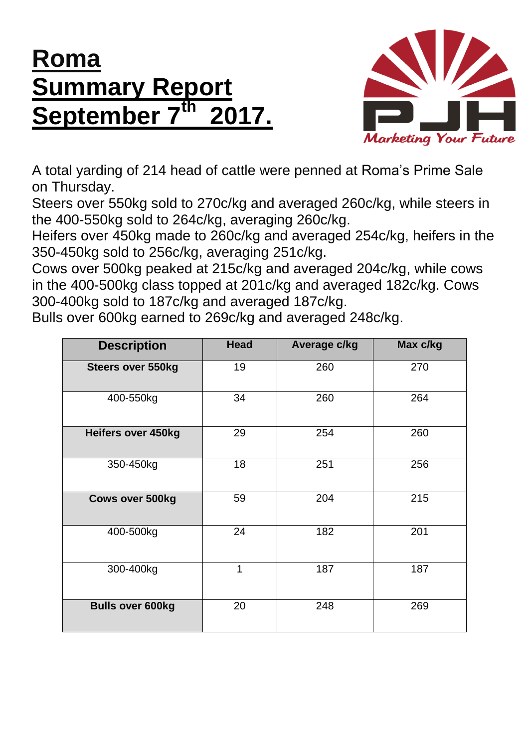# Roma Summary Report September 7th 2017.

Marketing Your Future

A total yarding of 214 head of cattle were penned at Roma's Prime Sale on Thursday.

Steers over 550kg sold to 270c/kg and averaged 260c/kg, while steers in the 400-550kg sold to 264c/kg, averaging 260c/kg.

Heifers over 450kg made to 260c/kg and averaged 254c/kg, heifers in the 350-450kg sold to 256c/kg, averaging 251c/kg.

Cows over 500kg peaked at 215c/kg and averaged 204c/kg, while cows in the 400-500kg class topped at 201c/kg and averaged 182c/kg. Cows 300-400kg sold to 187c/kg and averaged 187c/kg.

Bulls over 600kg earned to 269c/kg and averaged 248c/kg.

| Description | Head | Average c/kg | Max c/kg |
|---|---|---|---|
| **Steers over 550kg** | 19 | 260 | 270 |
| 400-550kg | 34 | 260 | 264 |
| **Heifers over 450kg** | 29 | 254 | 260 |
| 350-450kg | 18 | 251 | 256 |
| **Cows over 500kg** | 59 | 204 | 215 |
| 400-500kg | 24 | 182 | 201 |
| 300-400kg | 1 | 187 | 187 |
| **Bulls over 600kg** | 20 | 248 | 269 |